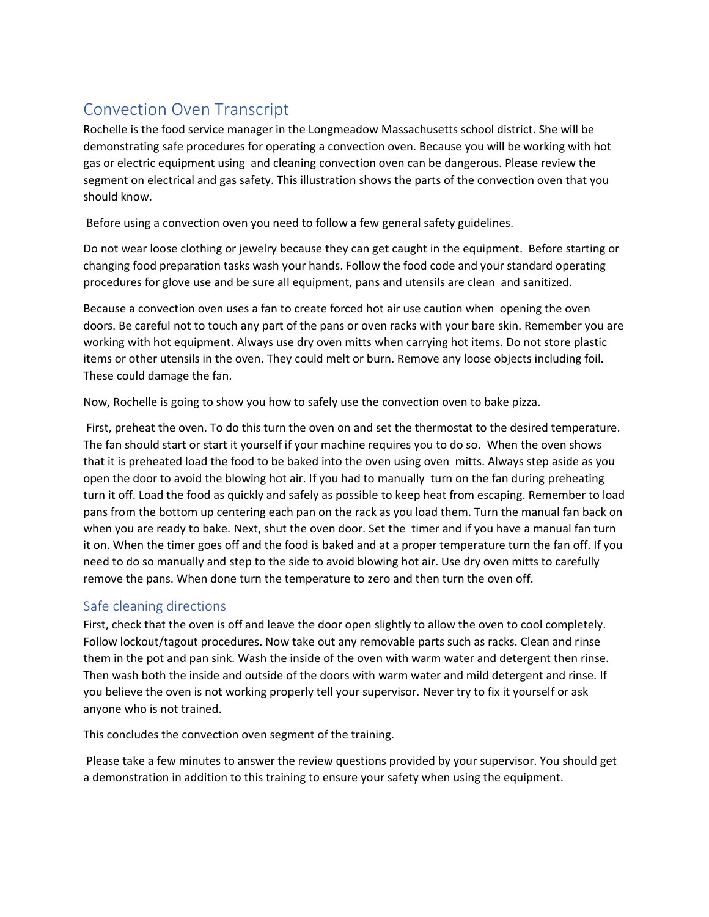# Convection Oven Transcript

Rochelle is the food service manager in the Longmeadow Massachusetts school district. She will be demonstrating safe procedures for operating a convection oven. Because you will be working with hot gas or electric equipment using and cleaning convection oven can be dangerous. Please review the segment on electrical and gas safety. This illustration shows the parts of the convection oven that you should know.

Before using a convection oven you need to follow a few general safety guidelines.

Do not wear loose clothing or jewelry because they can get caught in the equipment. Before starting or changing food preparation tasks wash your hands. Follow the food code and your standard operating procedures for glove use and be sure all equipment, pans and utensils are clean and sanitized.

Because a convection oven uses a fan to create forced hot air use caution when opening the oven doors. Be careful not to touch any part of the pans or oven racks with your bare skin. Remember you are working with hot equipment. Always use dry oven mitts when carrying hot items. Do not store plastic items or other utensils in the oven. They could melt or burn. Remove any loose objects including foil. These could damage the fan.

Now, Rochelle is going to show you how to safely use the convection oven to bake pizza.

First, preheat the oven. To do this turn the oven on and set the thermostat to the desired temperature. The fan should start or start it yourself if your machine requires you to do so. When the oven shows that it is preheated load the food to be baked into the oven using oven mitts. Always step aside as you open the door to avoid the blowing hot air. If you had to manually turn on the fan during preheating turn it off. Load the food as quickly and safely as possible to keep heat from escaping. Remember to load pans from the bottom up centering each pan on the rack as you load them. Turn the manual fan back on when you are ready to bake. Next, shut the oven door. Set the timer and if you have a manual fan turn it on. When the timer goes off and the food is baked and at a proper temperature turn the fan off. If you need to do so manually and step to the side to avoid blowing hot air. Use dry oven mitts to carefully remove the pans. When done turn the temperature to zero and then turn the oven off.

## Safe cleaning directions

First, check that the oven is off and leave the door open slightly to allow the oven to cool completely. Follow lockout/tagout procedures. Now take out any removable parts such as racks. Clean and rinse them in the pot and pan sink. Wash the inside of the oven with warm water and detergent then rinse. Then wash both the inside and outside of the doors with warm water and mild detergent and rinse. If you believe the oven is not working properly tell your supervisor. Never try to fix it yourself or ask anyone who is not trained.

This concludes the convection oven segment of the training.

Please take a few minutes to answer the review questions provided by your supervisor. You should get a demonstration in addition to this training to ensure your safety when using the equipment.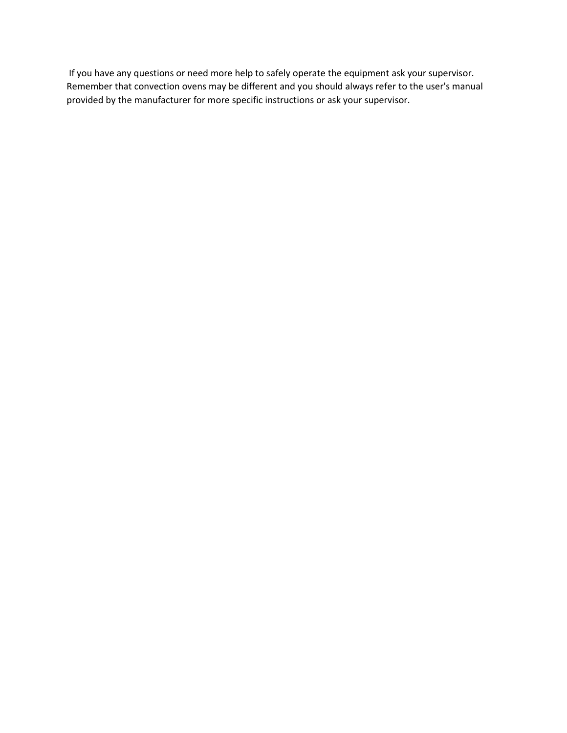If you have any questions or need more help to safely operate the equipment ask your supervisor. Remember that convection ovens may be different and you should always refer to the user's manual provided by the manufacturer for more specific instructions or ask your supervisor.